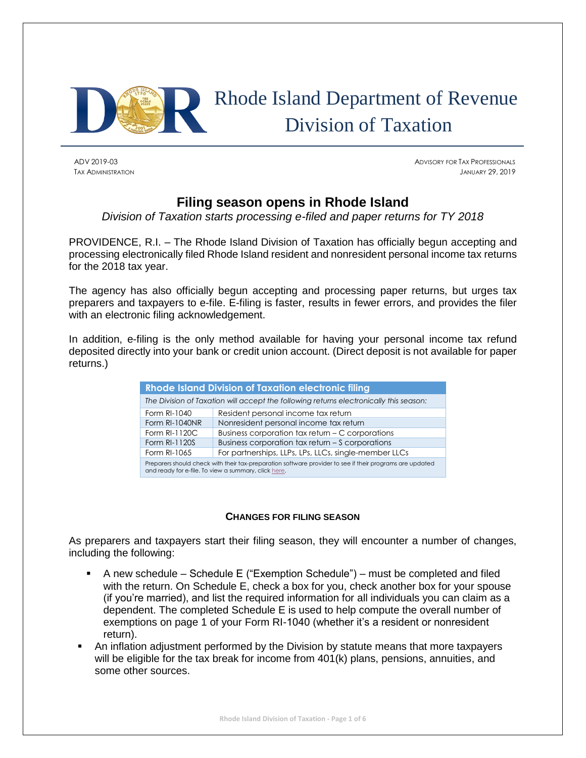# Rhode Island Department of Revenue Division of Taxation

ADV 2019-03
TAX ADMINISTRATION

ADVISORY FOR TAX PROFESSIONALS
JANUARY 29, 2019

## Filing season opens in Rhode Island

*Division of Taxation starts processing e-filed and paper returns for TY 2018*

PROVIDENCE, R.I. – The Rhode Island Division of Taxation has officially begun accepting and processing electronically filed Rhode Island resident and nonresident personal income tax returns for the 2018 tax year.

The agency has also officially begun accepting and processing paper returns, but urges tax preparers and taxpayers to e-file. E-filing is faster, results in fewer errors, and provides the filer with an electronic filing acknowledgement.

In addition, e-filing is the only method available for having your personal income tax refund deposited directly into your bank or credit union account. (Direct deposit is not available for paper returns.)

| Rhode Island Division of Taxation electronic filing | |
|---|---|
| *The Division of Taxation will accept the following returns electronically this season:* | |
| Form RI-1040 | Resident personal income tax return |
| Form RI-1040NR | Nonresident personal income tax return |
| Form RI-1120C | Business corporation tax return – C corporations |
| Form RI-1120S | Business corporation tax return – S corporations |
| Form RI-1065 | For partnerships, LLPs, LPs, LLCs, single-member LLCs |
| Preparers should check with their tax-preparation software provider to see if their programs are updated and ready for e-file. To view a summary, click here. | |

### CHANGES FOR FILING SEASON

As preparers and taxpayers start their filing season, they will encounter a number of changes, including the following:

- A new schedule – Schedule E ("Exemption Schedule") – must be completed and filed with the return. On Schedule E, check a box for you, check another box for your spouse (if you're married), and list the required information for all individuals you can claim as a dependent. The completed Schedule E is used to help compute the overall number of exemptions on page 1 of your Form RI-1040 (whether it's a resident or nonresident return).
- An inflation adjustment performed by the Division by statute means that more taxpayers will be eligible for the tax break for income from 401(k) plans, pensions, annuities, and some other sources.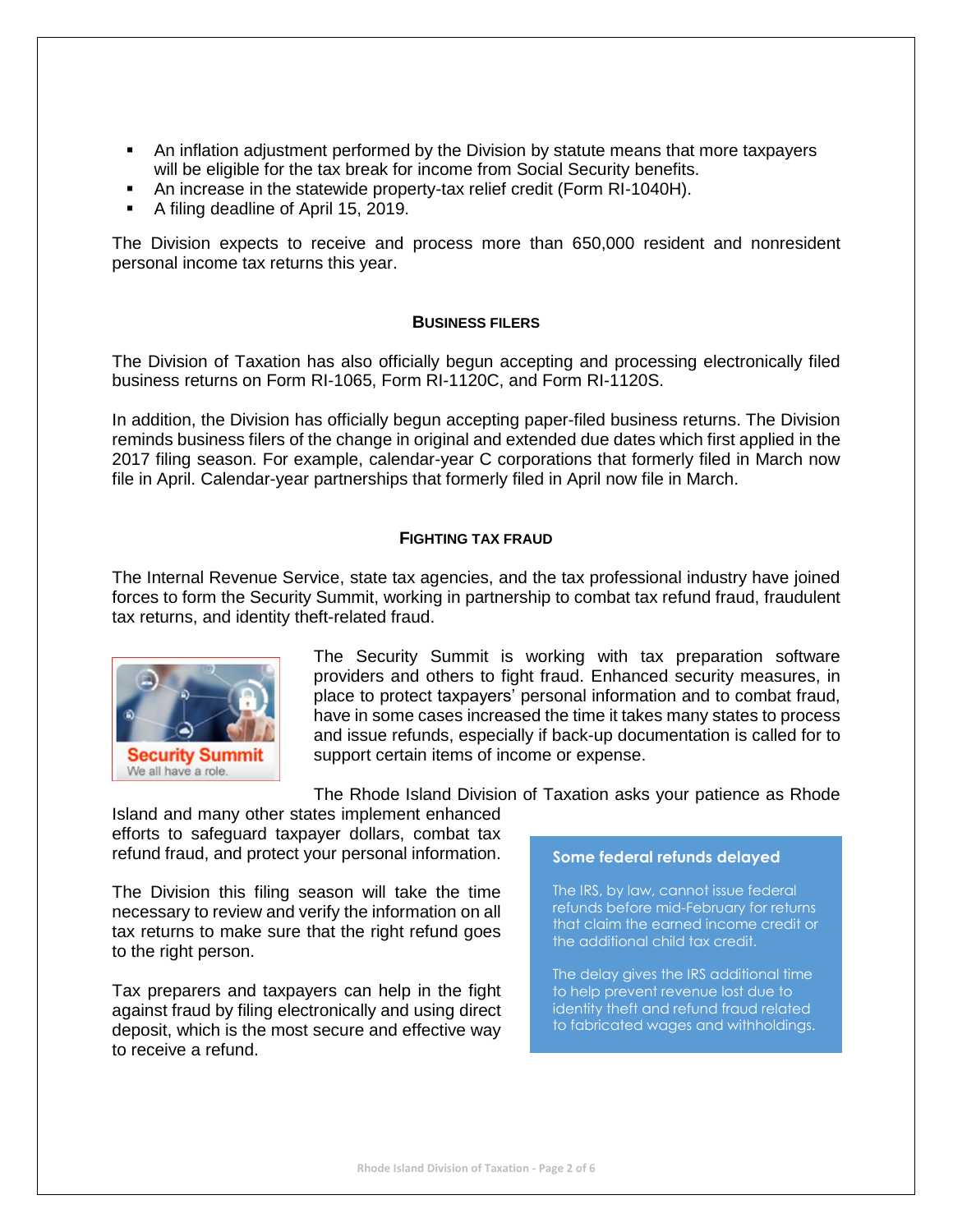- An inflation adjustment performed by the Division by statute means that more taxpayers will be eligible for the tax break for income from Social Security benefits.
- An increase in the statewide property-tax relief credit (Form RI-1040H).
- A filing deadline of April 15, 2019.

The Division expects to receive and process more than 650,000 resident and nonresident personal income tax returns this year.

### BUSINESS FILERS

The Division of Taxation has also officially begun accepting and processing electronically filed business returns on Form RI-1065, Form RI-1120C, and Form RI-1120S.

In addition, the Division has officially begun accepting paper-filed business returns. The Division reminds business filers of the change in original and extended due dates which first applied in the 2017 filing season. For example, calendar-year C corporations that formerly filed in March now file in April. Calendar-year partnerships that formerly filed in April now file in March.

### FIGHTING TAX FRAUD

The Internal Revenue Service, state tax agencies, and the tax professional industry have joined forces to form the Security Summit, working in partnership to combat tax refund fraud, fraudulent tax returns, and identity theft-related fraud.

Security Summit
We all have a role.

The Security Summit is working with tax preparation software providers and others to fight fraud. Enhanced security measures, in place to protect taxpayers' personal information and to combat fraud, have in some cases increased the time it takes many states to process and issue refunds, especially if back-up documentation is called for to support certain items of income or expense.

The Rhode Island Division of Taxation asks your patience as Rhode Island and many other states implement enhanced efforts to safeguard taxpayer dollars, combat tax refund fraud, and protect your personal information.

The Division this filing season will take the time necessary to review and verify the information on all tax returns to make sure that the right refund goes to the right person.

Tax preparers and taxpayers can help in the fight against fraud by filing electronically and using direct deposit, which is the most secure and effective way to receive a refund.

**Some federal refunds delayed**

The IRS, by law, cannot issue federal refunds before mid-February for returns that claim the earned income credit or the additional child tax credit.

The delay gives the IRS additional time to help prevent revenue lost due to identity theft and refund fraud related to fabricated wages and withholdings.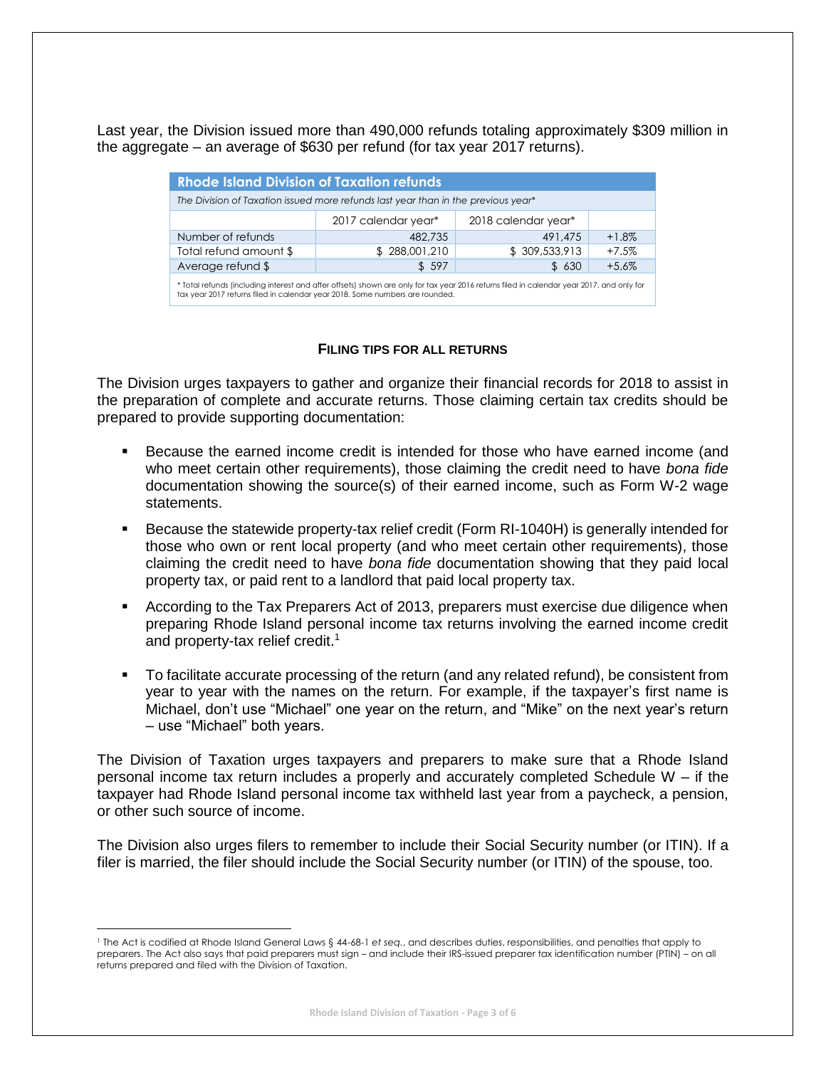Last year, the Division issued more than 490,000 refunds totaling approximately $309 million in the aggregate – an average of $630 per refund (for tax year 2017 returns).

| Rhode Island Division of Taxation refunds | | | |
|---|---|---|---|
| *The Division of Taxation issued more refunds last year than in the previous year** | | | |
| | 2017 calendar year* | 2018 calendar year* | |
| Number of refunds | 482,735 | 491,475 | +1.8% |
| Total refund amount $ | $ 288,001,210 | $ 309,533,913 | +7.5% |
| Average refund $ | $ 597 | $ 630 | +5.6% |

\* Total refunds (including interest and after offsets) shown are only for tax year 2016 returns filed in calendar year 2017, and only for tax year 2017 returns filed in calendar year 2018. Some numbers are rounded.

#### FILING TIPS FOR ALL RETURNS

The Division urges taxpayers to gather and organize their financial records for 2018 to assist in the preparation of complete and accurate returns. Those claiming certain tax credits should be prepared to provide supporting documentation:

- Because the earned income credit is intended for those who have earned income (and who meet certain other requirements), those claiming the credit need to have *bona fide* documentation showing the source(s) of their earned income, such as Form W-2 wage statements.
- Because the statewide property-tax relief credit (Form RI-1040H) is generally intended for those who own or rent local property (and who meet certain other requirements), those claiming the credit need to have *bona fide* documentation showing that they paid local property tax, or paid rent to a landlord that paid local property tax.
- According to the Tax Preparers Act of 2013, preparers must exercise due diligence when preparing Rhode Island personal income tax returns involving the earned income credit and property-tax relief credit.[1]
- To facilitate accurate processing of the return (and any related refund), be consistent from year to year with the names on the return. For example, if the taxpayer's first name is Michael, don't use "Michael" one year on the return, and "Mike" on the next year's return – use "Michael" both years.

The Division of Taxation urges taxpayers and preparers to make sure that a Rhode Island personal income tax return includes a properly and accurately completed Schedule W – if the taxpayer had Rhode Island personal income tax withheld last year from a paycheck, a pension, or other such source of income.

The Division also urges filers to remember to include their Social Security number (or ITIN). If a filer is married, the filer should include the Social Security number (or ITIN) of the spouse, too.

---

[1] The Act is codified at Rhode Island General Laws § 44-68-1 *et seq.*, and describes duties, responsibilities, and penalties that apply to preparers. The Act also says that paid preparers must sign – and include their IRS-issued preparer tax identification number (PTIN) – on all returns prepared and filed with the Division of Taxation.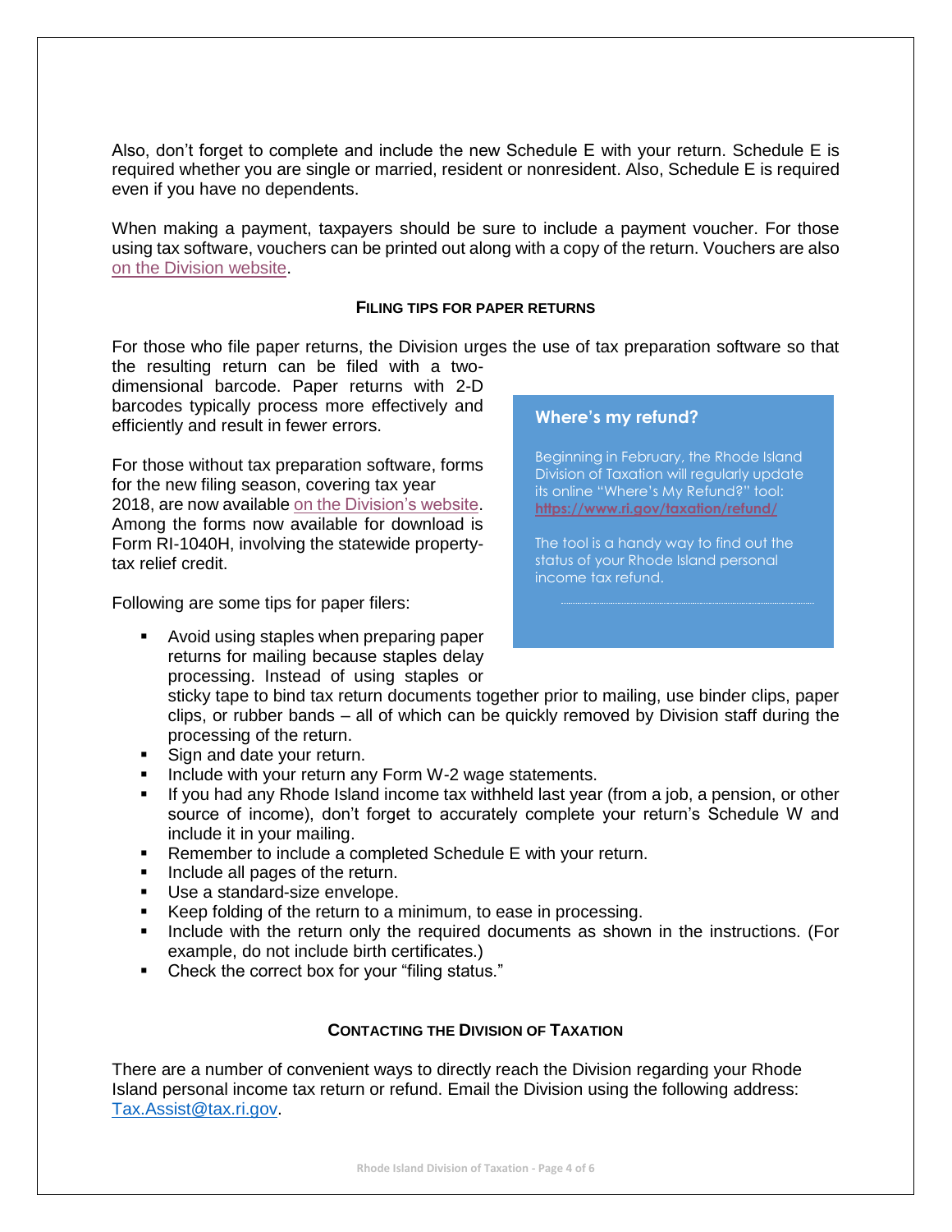Also, don't forget to complete and include the new Schedule E with your return. Schedule E is required whether you are single or married, resident or nonresident. Also, Schedule E is required even if you have no dependents.

When making a payment, taxpayers should be sure to include a payment voucher. For those using tax software, vouchers can be printed out along with a copy of the return. Vouchers are also on the Division website.

### FILING TIPS FOR PAPER RETURNS

For those who file paper returns, the Division urges the use of tax preparation software so that the resulting return can be filed with a two-dimensional barcode. Paper returns with 2-D barcodes typically process more effectively and efficiently and result in fewer errors.

For those without tax preparation software, forms for the new filing season, covering tax year 2018, are now available on the Division's website. Among the forms now available for download is Form RI-1040H, involving the statewide property-tax relief credit.

Following are some tips for paper filers:

- Avoid using staples when preparing paper returns for mailing because staples delay processing. Instead of using staples or sticky tape to bind tax return documents together prior to mailing, use binder clips, paper clips, or rubber bands – all of which can be quickly removed by Division staff during the processing of the return.
- Sign and date your return.
- Include with your return any Form W-2 wage statements.
- If you had any Rhode Island income tax withheld last year (from a job, a pension, or other source of income), don't forget to accurately complete your return's Schedule W and include it in your mailing.
- Remember to include a completed Schedule E with your return.
- Include all pages of the return.
- Use a standard-size envelope.
- Keep folding of the return to a minimum, to ease in processing.
- Include with the return only the required documents as shown in the instructions. (For example, do not include birth certificates.)
- Check the correct box for your "filing status."

**Where's my refund?**

Beginning in February, the Rhode Island Division of Taxation will regularly update its online "Where's My Refund?" tool: https://www.ri.gov/taxation/refund/

The tool is a handy way to find out the status of your Rhode Island personal income tax refund.

### CONTACTING THE DIVISION OF TAXATION

There are a number of convenient ways to directly reach the Division regarding your Rhode Island personal income tax return or refund. Email the Division using the following address: Tax.Assist@tax.ri.gov.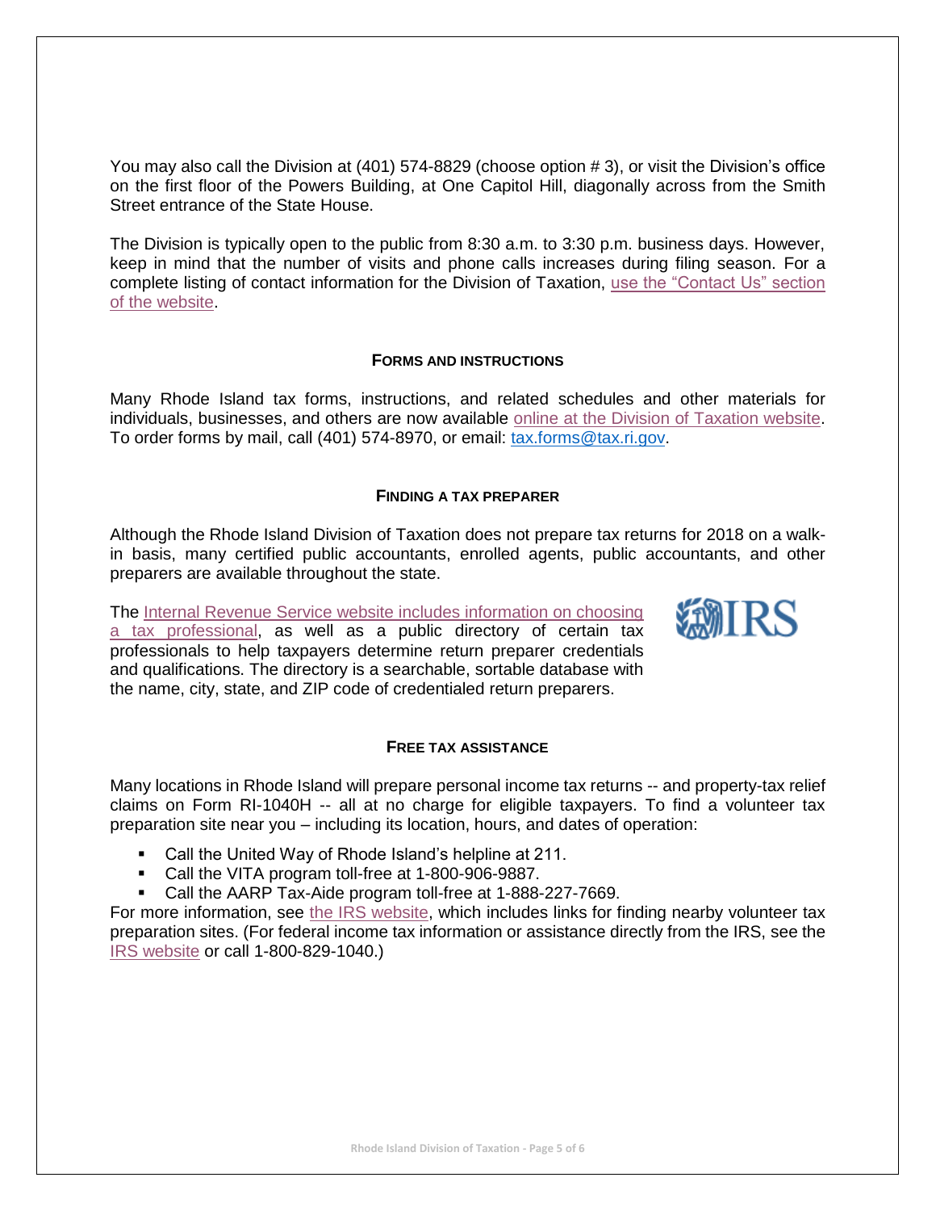You may also call the Division at (401) 574-8829 (choose option # 3), or visit the Division's office on the first floor of the Powers Building, at One Capitol Hill, diagonally across from the Smith Street entrance of the State House.

The Division is typically open to the public from 8:30 a.m. to 3:30 p.m. business days. However, keep in mind that the number of visits and phone calls increases during filing season. For a complete listing of contact information for the Division of Taxation, use the "Contact Us" section of the website.

## FORMS AND INSTRUCTIONS

Many Rhode Island tax forms, instructions, and related schedules and other materials for individuals, businesses, and others are now available online at the Division of Taxation website. To order forms by mail, call (401) 574-8970, or email: tax.forms@tax.ri.gov.

## FINDING A TAX PREPARER

Although the Rhode Island Division of Taxation does not prepare tax returns for 2018 on a walk-in basis, many certified public accountants, enrolled agents, public accountants, and other preparers are available throughout the state.

The Internal Revenue Service website includes information on choosing a tax professional, as well as a public directory of certain tax professionals to help taxpayers determine return preparer credentials and qualifications. The directory is a searchable, sortable database with the name, city, state, and ZIP code of credentialed return preparers.

## FREE TAX ASSISTANCE

Many locations in Rhode Island will prepare personal income tax returns -- and property-tax relief claims on Form RI-1040H -- all at no charge for eligible taxpayers. To find a volunteer tax preparation site near you – including its location, hours, and dates of operation:

- Call the United Way of Rhode Island's helpline at 211.
- Call the VITA program toll-free at 1-800-906-9887.
- Call the AARP Tax-Aide program toll-free at 1-888-227-7669.

For more information, see the IRS website, which includes links for finding nearby volunteer tax preparation sites. (For federal income tax information or assistance directly from the IRS, see the IRS website or call 1-800-829-1040.)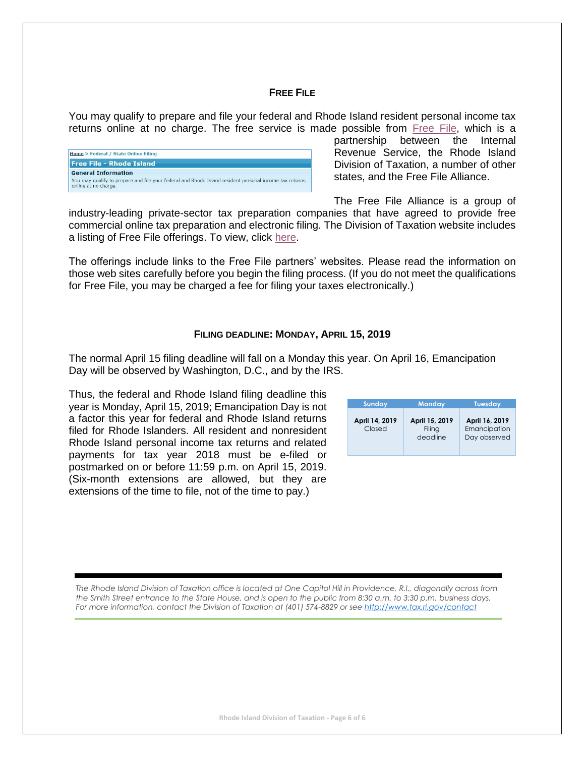## FREE FILE

You may qualify to prepare and file your federal and Rhode Island resident personal income tax returns online at no charge. The free service is made possible from Free File, which is a partnership between the Internal Revenue Service, the Rhode Island Division of Taxation, a number of other states, and the Free File Alliance.

Home > Federal / State Online Filing

**Free File - Rhode Island**

**General Information**

You may qualify to prepare and file your federal and Rhode Island resident personal income tax returns online at no charge.

The Free File Alliance is a group of industry-leading private-sector tax preparation companies that have agreed to provide free commercial online tax preparation and electronic filing. The Division of Taxation website includes a listing of Free File offerings. To view, click here.

The offerings include links to the Free File partners' websites. Please read the information on those web sites carefully before you begin the filing process. (If you do not meet the qualifications for Free File, you may be charged a fee for filing your taxes electronically.)

## FILING DEADLINE: MONDAY, APRIL 15, 2019

The normal April 15 filing deadline will fall on a Monday this year. On April 16, Emancipation Day will be observed by Washington, D.C., and by the IRS.

Thus, the federal and Rhode Island filing deadline this year is Monday, April 15, 2019; Emancipation Day is not a factor this year for federal and Rhode Island returns filed for Rhode Islanders. All resident and nonresident Rhode Island personal income tax returns and related payments for tax year 2018 must be e-filed or postmarked on or before 11:59 p.m. on April 15, 2019. (Six-month extensions are allowed, but they are extensions of the time to file, not of the time to pay.)

| Sunday | Monday | Tuesday |
|---|---|---|
| **April 14, 2019** Closed | **April 15, 2019** Filing deadline | **April 16, 2019** Emancipation Day observed |

*The Rhode Island Division of Taxation office is located at One Capitol Hill in Providence, R.I., diagonally across from the Smith Street entrance to the State House, and is open to the public from 8:30 a.m. to 3:30 p.m. business days. For more information, contact the Division of Taxation at (401) 574-8829 or see http://www.tax.ri.gov/contact*